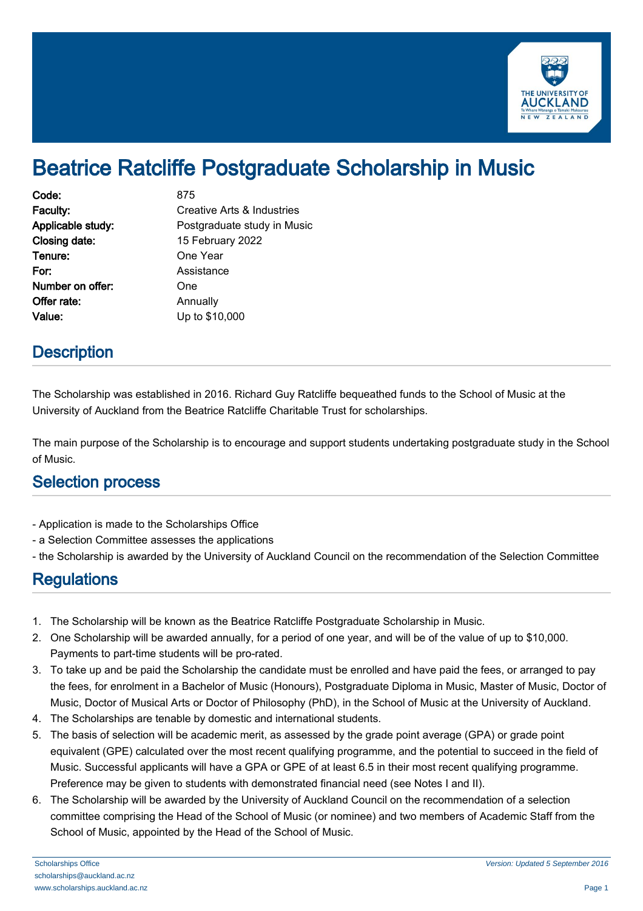# Beatrice Ratcliffe Postgraduate Scholarship in Music

| | |
|---|---|
| **Code:** | 875 |
| **Faculty:** | Creative Arts & Industries |
| **Applicable study:** | Postgraduate study in Music |
| **Closing date:** | 15 February 2022 |
| **Tenure:** | One Year |
| **For:** | Assistance |
| **Number on offer:** | One |
| **Offer rate:** | Annually |
| **Value:** | Up to $10,000 |

## Description

The Scholarship was established in 2016. Richard Guy Ratcliffe bequeathed funds to the School of Music at the University of Auckland from the Beatrice Ratcliffe Charitable Trust for scholarships.

The main purpose of the Scholarship is to encourage and support students undertaking postgraduate study in the School of Music.

## Selection process

- Application is made to the Scholarships Office
- a Selection Committee assesses the applications
- the Scholarship is awarded by the University of Auckland Council on the recommendation of the Selection Committee

## Regulations

1. The Scholarship will be known as the Beatrice Ratcliffe Postgraduate Scholarship in Music.
2. One Scholarship will be awarded annually, for a period of one year, and will be of the value of up to $10,000. Payments to part-time students will be pro-rated.
3. To take up and be paid the Scholarship the candidate must be enrolled and have paid the fees, or arranged to pay the fees, for enrolment in a Bachelor of Music (Honours), Postgraduate Diploma in Music, Master of Music, Doctor of Music, Doctor of Musical Arts or Doctor of Philosophy (PhD), in the School of Music at the University of Auckland.
4. The Scholarships are tenable by domestic and international students.
5. The basis of selection will be academic merit, as assessed by the grade point average (GPA) or grade point equivalent (GPE) calculated over the most recent qualifying programme, and the potential to succeed in the field of Music. Successful applicants will have a GPA or GPE of at least 6.5 in their most recent qualifying programme. Preference may be given to students with demonstrated financial need (see Notes I and II).
6. The Scholarship will be awarded by the University of Auckland Council on the recommendation of a selection committee comprising the Head of the School of Music (or nominee) and two members of Academic Staff from the School of Music, appointed by the Head of the School of Music.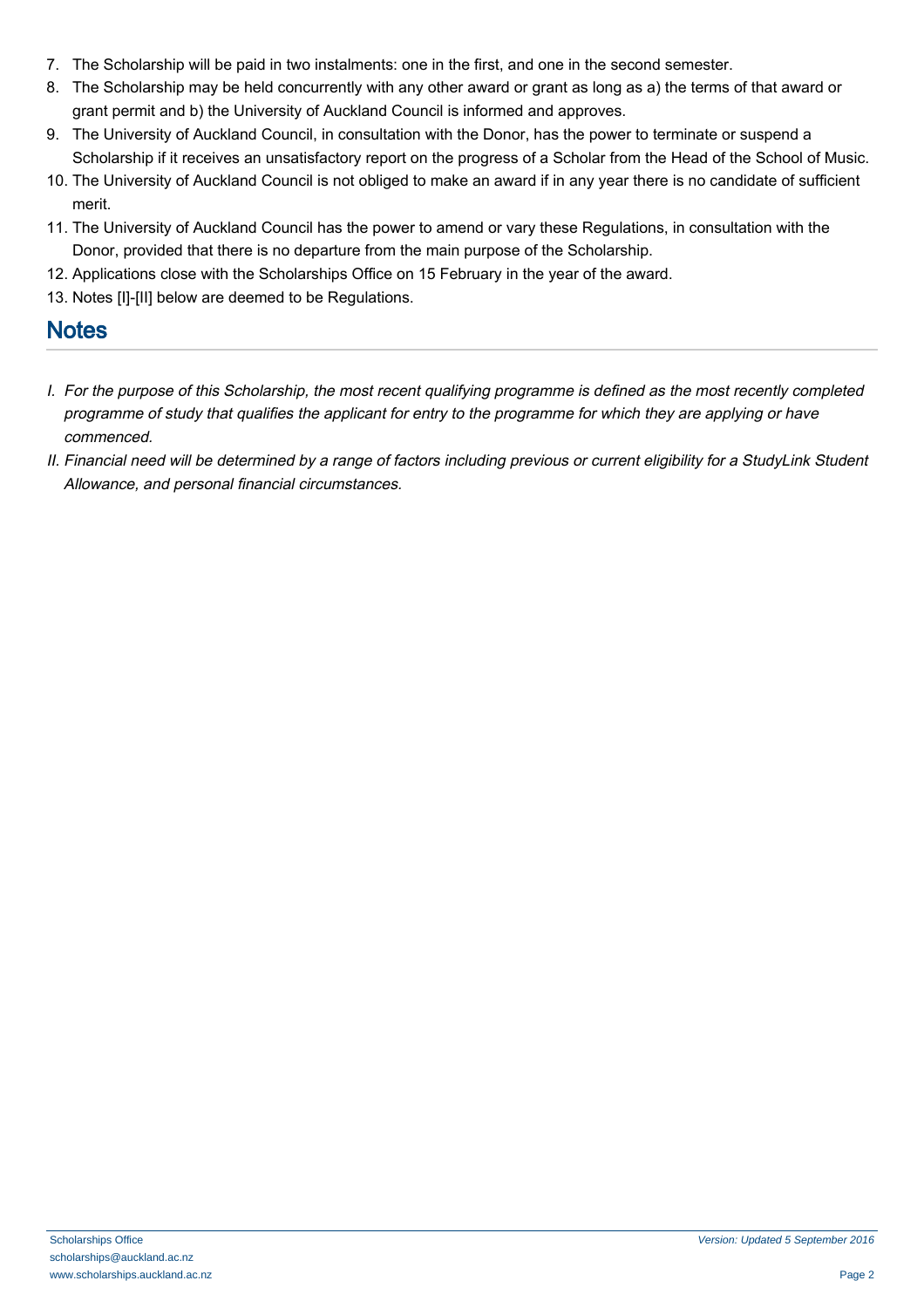7. The Scholarship will be paid in two instalments: one in the first, and one in the second semester.
8. The Scholarship may be held concurrently with any other award or grant as long as a) the terms of that award or grant permit and b) the University of Auckland Council is informed and approves.
9. The University of Auckland Council, in consultation with the Donor, has the power to terminate or suspend a Scholarship if it receives an unsatisfactory report on the progress of a Scholar from the Head of the School of Music.
10. The University of Auckland Council is not obliged to make an award if in any year there is no candidate of sufficient merit.
11. The University of Auckland Council has the power to amend or vary these Regulations, in consultation with the Donor, provided that there is no departure from the main purpose of the Scholarship.
12. Applications close with the Scholarships Office on 15 February in the year of the award.
13. Notes [I]-[II] below are deemed to be Regulations.

## Notes

I. *For the purpose of this Scholarship, the most recent qualifying programme is defined as the most recently completed programme of study that qualifies the applicant for entry to the programme for which they are applying or have commenced.*

II. *Financial need will be determined by a range of factors including previous or current eligibility for a StudyLink Student Allowance, and personal financial circumstances.*